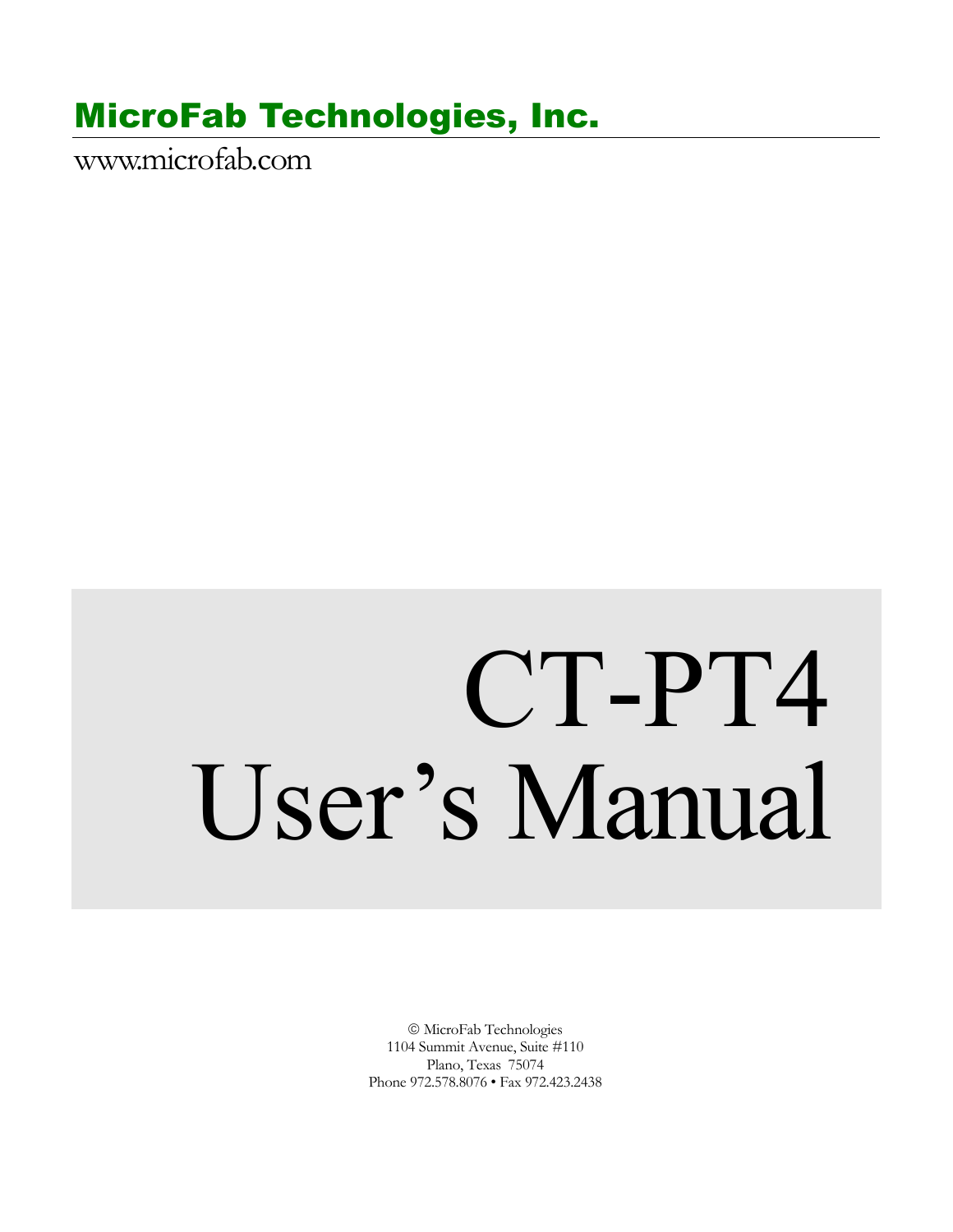# MicroFab Technologies, Inc.

www.microfab.com

# CT-PT4 User's Manual

© MicroFab Technologies
1104 Summit Avenue, Suite #110
Plano, Texas 75074
Phone 972.578.8076 • Fax 972.423.2438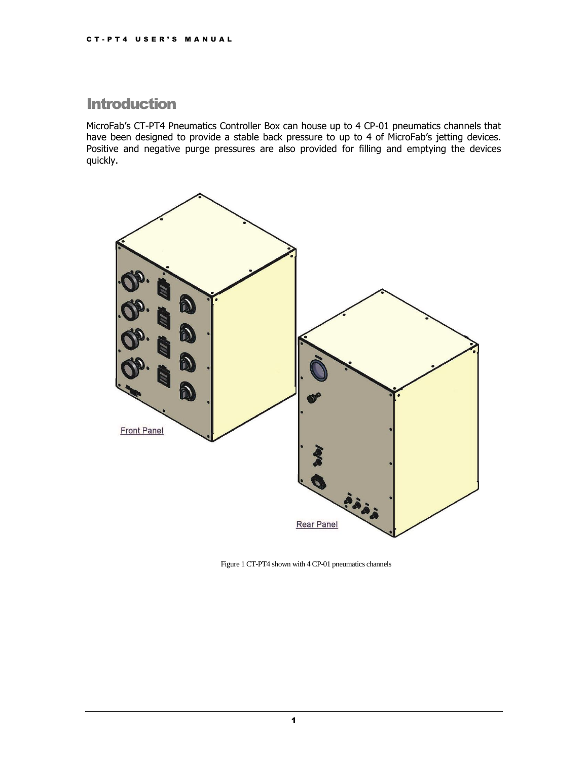# Introduction

MicroFab's CT-PT4 Pneumatics Controller Box can house up to 4 CP-01 pneumatics channels that have been designed to provide a stable back pressure to up to 4 of MicroFab's jetting devices. Positive and negative purge pressures are also provided for filling and emptying the devices quickly.

Front Panel

Rear Panel

Figure 1 CT-PT4 shown with 4 CP-01 pneumatics channels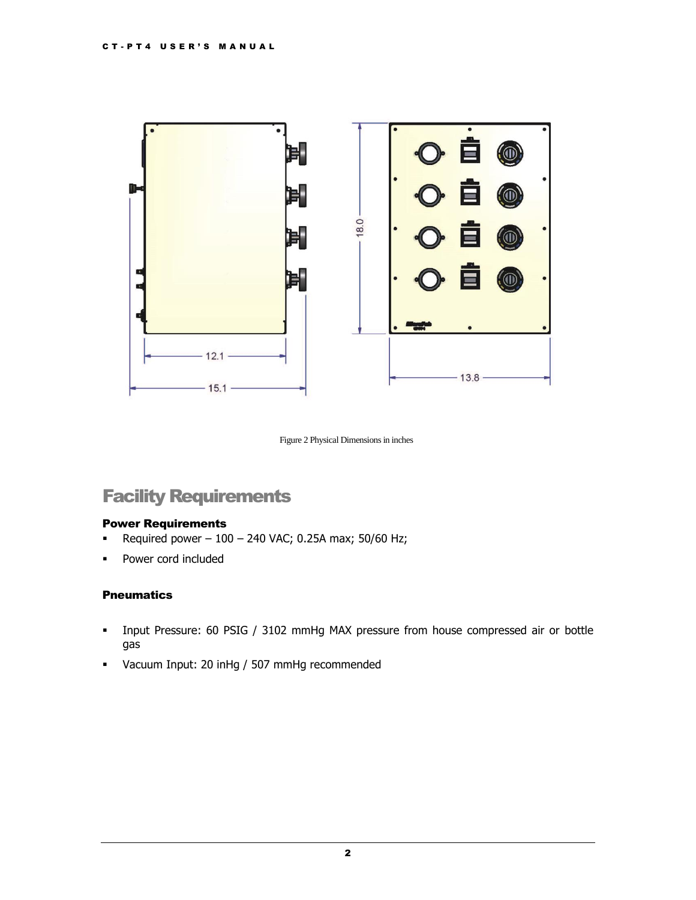Figure 2 Physical Dimensions in inches

## Facility Requirements

### Power Requirements

- Required power – 100 – 240 VAC; 0.25A max; 50/60 Hz;
- Power cord included

### Pneumatics

- Input Pressure: 60 PSIG / 3102 mmHg MAX pressure from house compressed air or bottle gas
- Vacuum Input: 20 inHg / 507 mmHg recommended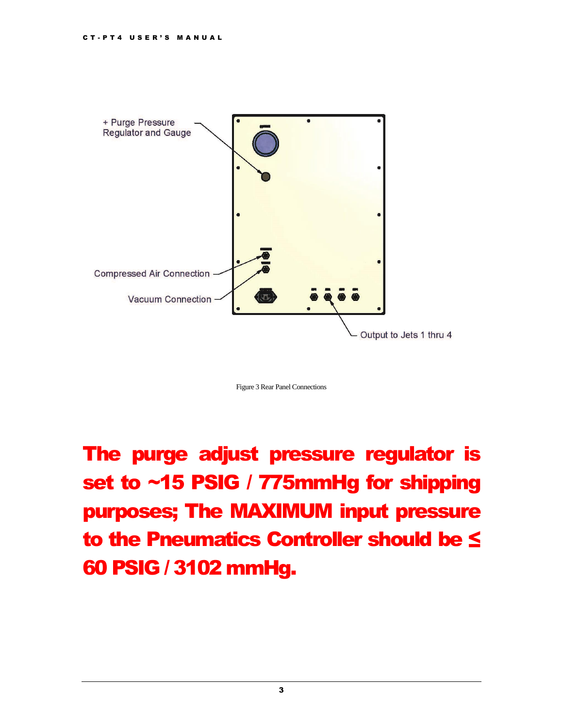+ Purge Pressure Regulator and Gauge

Compressed Air Connection

Vacuum Connection

Output to Jets 1 thru 4

Figure 3 Rear Panel Connections

**The purge adjust pressure regulator is set to ~15 PSIG / 775mmHg for shipping purposes; The MAXIMUM input pressure to the Pneumatics Controller should be ≤ 60 PSIG / 3102 mmHg.**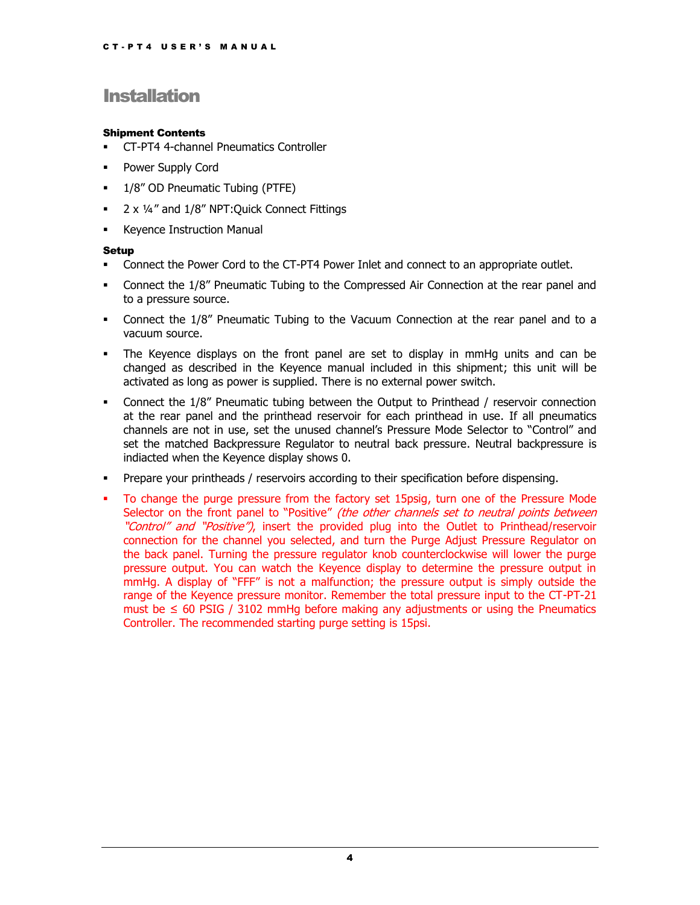# Installation

**Shipment Contents**

- CT-PT4 4-channel Pneumatics Controller
- Power Supply Cord
- 1/8″ OD Pneumatic Tubing (PTFE)
- 2 x ¼″ and 1/8″ NPT:Quick Connect Fittings
- Keyence Instruction Manual

**Setup**

- Connect the Power Cord to the CT-PT4 Power Inlet and connect to an appropriate outlet.
- Connect the 1/8″ Pneumatic Tubing to the Compressed Air Connection at the rear panel and to a pressure source.
- Connect the 1/8″ Pneumatic Tubing to the Vacuum Connection at the rear panel and to a vacuum source.
- The Keyence displays on the front panel are set to display in mmHg units and can be changed as described in the Keyence manual included in this shipment; this unit will be activated as long as power is supplied. There is no external power switch.
- Connect the 1/8″ Pneumatic tubing between the Output to Printhead / reservoir connection at the rear panel and the printhead reservoir for each printhead in use. If all pneumatics channels are not in use, set the unused channel's Pressure Mode Selector to "Control" and set the matched Backpressure Regulator to neutral back pressure. Neutral backpressure is indiacted when the Keyence display shows 0.
- Prepare your printheads / reservoirs according to their specification before dispensing.
- To change the purge pressure from the factory set 15psig, turn one of the Pressure Mode Selector on the front panel to "Positive" *(the other channels set to neutral points between "Control" and "Positive")*, insert the provided plug into the Outlet to Printhead/reservoir connection for the channel you selected, and turn the Purge Adjust Pressure Regulator on the back panel. Turning the pressure regulator knob counterclockwise will lower the purge pressure output. You can watch the Keyence display to determine the pressure output in mmHg. A display of "FFF" is not a malfunction; the pressure output is simply outside the range of the Keyence pressure monitor. Remember the total pressure input to the CT-PT-21 must be ≤ 60 PSIG / 3102 mmHg before making any adjustments or using the Pneumatics Controller. The recommended starting purge setting is 15psi.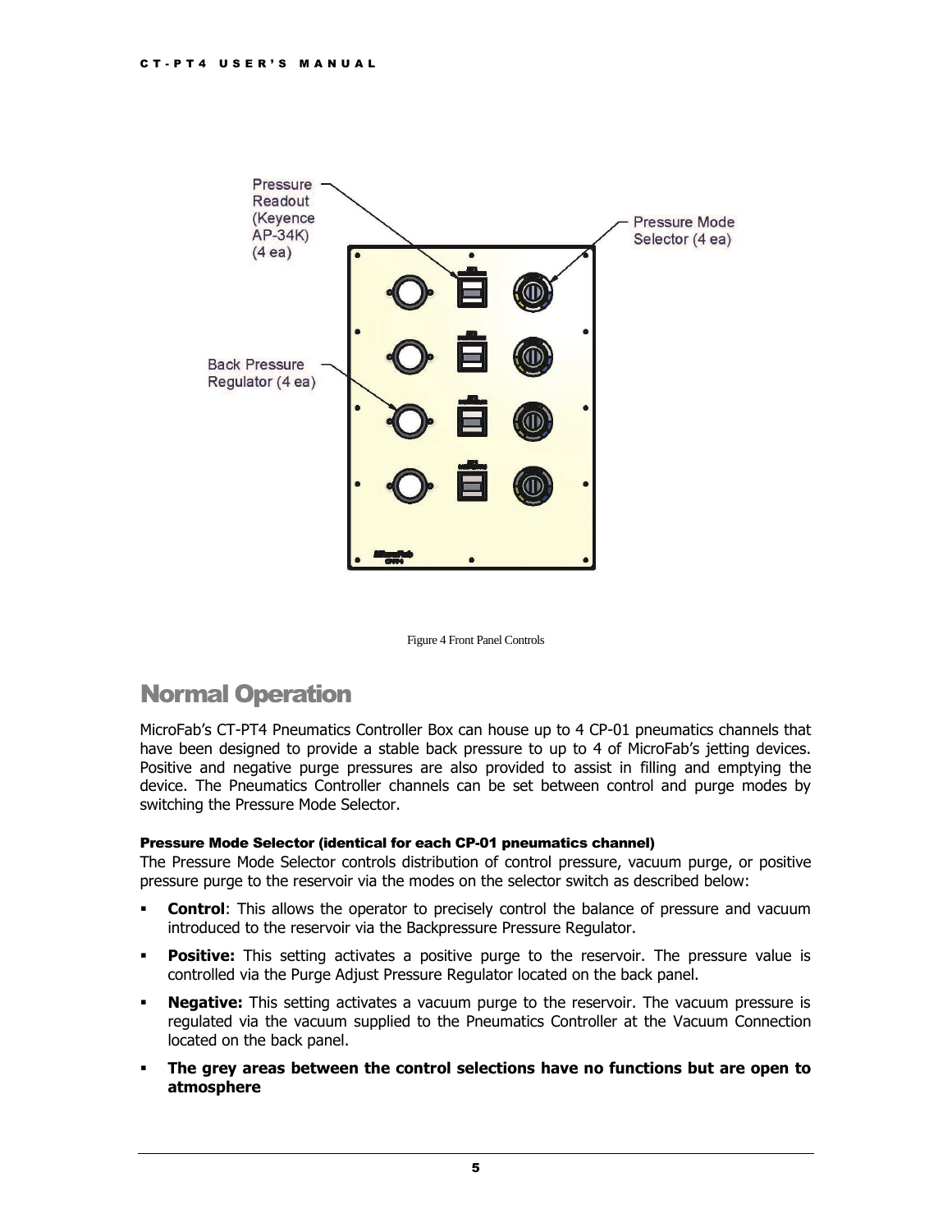Pressure Readout (Keyence AP-34K) (4 ea)

Pressure Mode Selector (4 ea)

Back Pressure Regulator (4 ea)

Figure 4 Front Panel Controls

## Normal Operation

MicroFab's CT-PT4 Pneumatics Controller Box can house up to 4 CP-01 pneumatics channels that have been designed to provide a stable back pressure to up to 4 of MicroFab's jetting devices. Positive and negative purge pressures are also provided to assist in filling and emptying the device. The Pneumatics Controller channels can be set between control and purge modes by switching the Pressure Mode Selector.

#### Pressure Mode Selector (identical for each CP-01 pneumatics channel)

The Pressure Mode Selector controls distribution of control pressure, vacuum purge, or positive pressure purge to the reservoir via the modes on the selector switch as described below:

- **Control**: This allows the operator to precisely control the balance of pressure and vacuum introduced to the reservoir via the Backpressure Pressure Regulator.
- **Positive:** This setting activates a positive purge to the reservoir. The pressure value is controlled via the Purge Adjust Pressure Regulator located on the back panel.
- **Negative:** This setting activates a vacuum purge to the reservoir. The vacuum pressure is regulated via the vacuum supplied to the Pneumatics Controller at the Vacuum Connection located on the back panel.
- **The grey areas between the control selections have no functions but are open to atmosphere**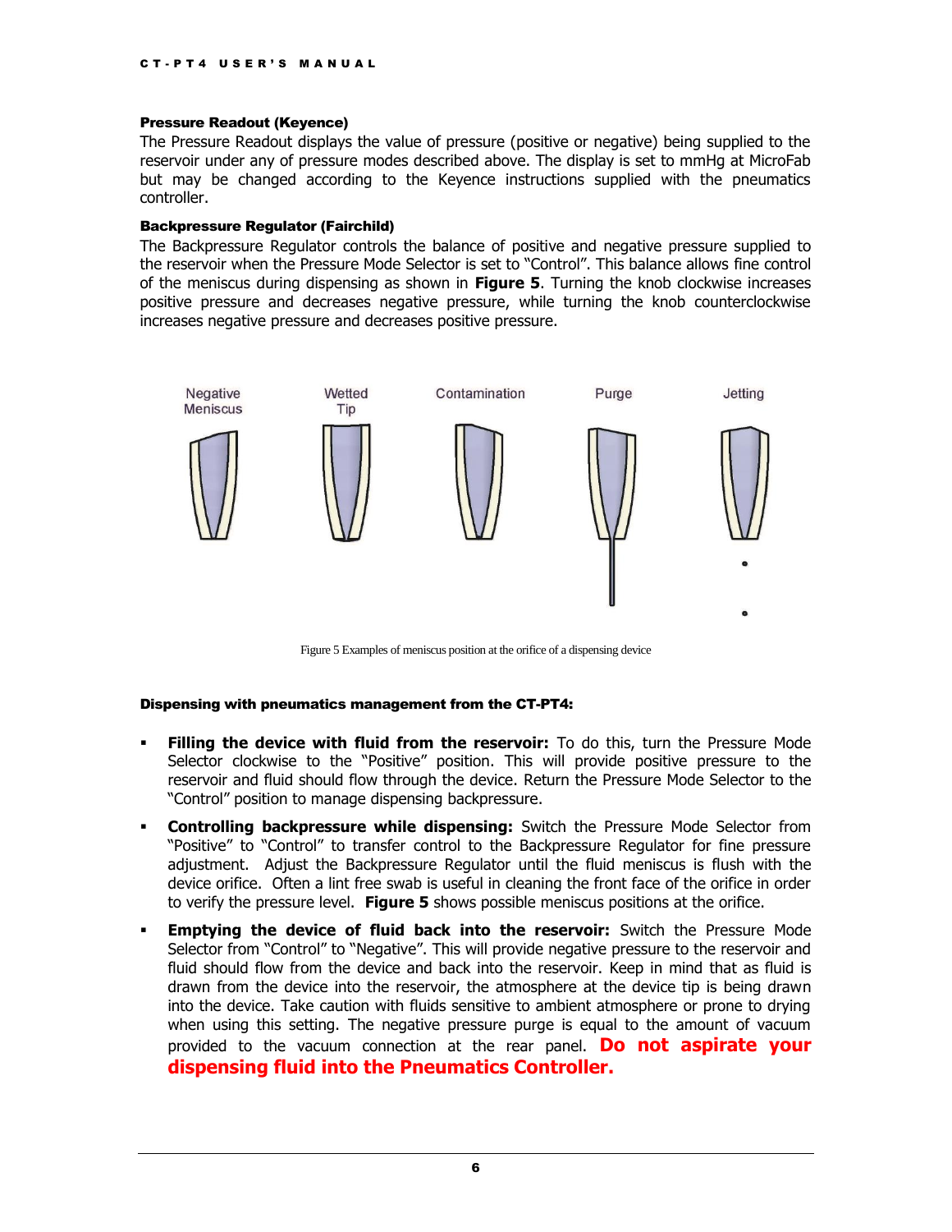**Pressure Readout (Keyence)**

The Pressure Readout displays the value of pressure (positive or negative) being supplied to the reservoir under any of pressure modes described above. The display is set to mmHg at MicroFab but may be changed according to the Keyence instructions supplied with the pneumatics controller.

**Backpressure Regulator (Fairchild)**

The Backpressure Regulator controls the balance of positive and negative pressure supplied to the reservoir when the Pressure Mode Selector is set to "Control". This balance allows fine control of the meniscus during dispensing as shown in **Figure 5**. Turning the knob clockwise increases positive pressure and decreases negative pressure, while turning the knob counterclockwise increases negative pressure and decreases positive pressure.

Negative Meniscus — Wetted Tip — Contamination — Purge — Jetting

Figure 5 Examples of meniscus position at the orifice of a dispensing device

**Dispensing with pneumatics management from the CT-PT4:**

- **Filling the device with fluid from the reservoir:** To do this, turn the Pressure Mode Selector clockwise to the "Positive" position. This will provide positive pressure to the reservoir and fluid should flow through the device. Return the Pressure Mode Selector to the "Control" position to manage dispensing backpressure.
- **Controlling backpressure while dispensing:** Switch the Pressure Mode Selector from "Positive" to "Control" to transfer control to the Backpressure Regulator for fine pressure adjustment. Adjust the Backpressure Regulator until the fluid meniscus is flush with the device orifice. Often a lint free swab is useful in cleaning the front face of the orifice in order to verify the pressure level. **Figure 5** shows possible meniscus positions at the orifice.
- **Emptying the device of fluid back into the reservoir:** Switch the Pressure Mode Selector from "Control" to "Negative". This will provide negative pressure to the reservoir and fluid should flow from the device and back into the reservoir. Keep in mind that as fluid is drawn from the device into the reservoir, the atmosphere at the device tip is being drawn into the device. Take caution with fluids sensitive to ambient atmosphere or prone to drying when using this setting. The negative pressure purge is equal to the amount of vacuum provided to the vacuum connection at the rear panel. **Do not aspirate your dispensing fluid into the Pneumatics Controller.**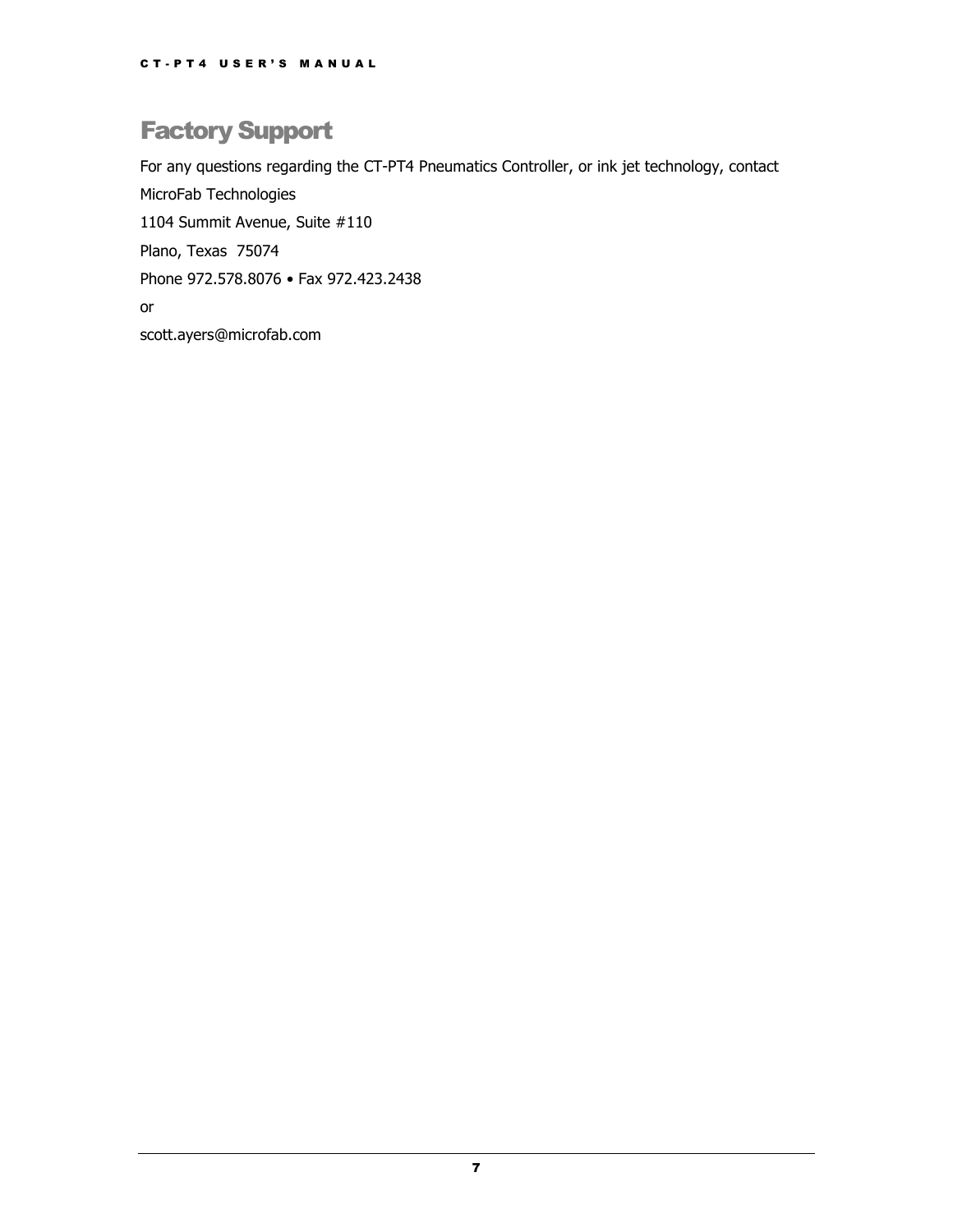# Factory Support

For any questions regarding the CT-PT4 Pneumatics Controller, or ink jet technology, contact

MicroFab Technologies

1104 Summit Avenue, Suite #110

Plano, Texas  75074

Phone 972.578.8076 • Fax 972.423.2438

or

scott.ayers@microfab.com